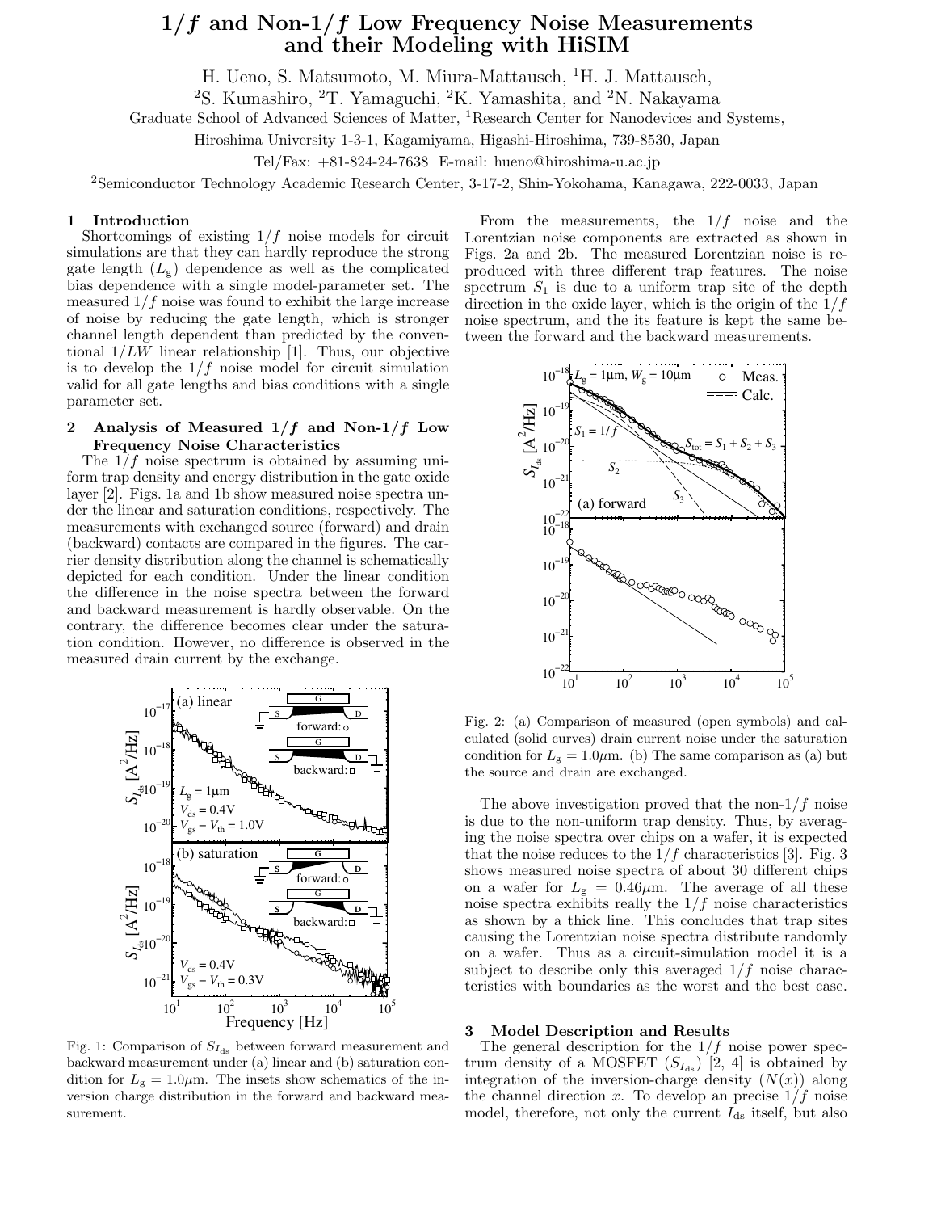# $1/f$ and Non-$1/f$ Low Frequency Noise Measurements and their Modeling with HiSIM

H. Ueno, S. Matsumoto, M. Miura-Mattausch, [1]H. J. Mattausch,

[2]S. Kumashiro, [2]T. Yamaguchi, [2]K. Yamashita, and [2]N. Nakayama

Graduate School of Advanced Sciences of Matter, [1]Research Center for Nanodevices and Systems,

Hiroshima University 1-3-1, Kagamiyama, Higashi-Hiroshima, 739-8530, Japan

Tel/Fax: +81-824-24-7638 E-mail: hueno@hiroshima-u.ac.jp

[2]Semiconductor Technology Academic Research Center, 3-17-2, Shin-Yokohama, Kanagawa, 222-0033, Japan

## 1 Introduction

Shortcomings of existing $1/f$ noise models for circuit simulations are that they can hardly reproduce the strong gate length ($L_g$) dependence as well as the complicated bias dependence with a single model-parameter set. The measured $1/f$ noise was found to exhibit the large increase of noise by reducing the gate length, which is stronger channel length dependent than predicted by the conventional $1/LW$ linear relationship [1]. Thus, our objective is to develop the $1/f$ noise model for circuit simulation valid for all gate lengths and bias conditions with a single parameter set.

## 2 Analysis of Measured $1/f$ and Non-$1/f$ Low Frequency Noise Characteristics

The $1/f$ noise spectrum is obtained by assuming uniform trap density and energy distribution in the gate oxide layer [2]. Figs. 1a and 1b show measured noise spectra under the linear and saturation conditions, respectively. The measurements with exchanged source (forward) and drain (backward) contacts are compared in the figures. The carrier density distribution along the channel is schematically depicted for each condition. Under the linear condition the difference in the noise spectra between the forward and backward measurement is hardly observable. On the contrary, the difference becomes clear under the saturation condition. However, no difference is observed in the measured drain current by the exchange.

Fig. 1: Comparison of $S_{I_{ds}}$ between forward measurement and backward measurement under (a) linear and (b) saturation condition for $L_g = 1.0\mu$m. The insets show schematics of the inversion charge distribution in the forward and backward measurement.

From the measurements, the $1/f$ noise and the Lorentzian noise components are extracted as shown in Figs. 2a and 2b. The measured Lorentzian noise is reproduced with three different trap features. The noise spectrum $S_1$ is due to a uniform trap site of the depth direction in the oxide layer, which is the origin of the $1/f$ noise spectrum, and the its feature is kept the same between the forward and the backward measurements.

Fig. 2: (a) Comparison of measured (open symbols) and calculated (solid curves) drain current noise under the saturation condition for $L_g = 1.0\mu$m. (b) The same comparison as (a) but the source and drain are exchanged.

The above investigation proved that the non-$1/f$ noise is due to the non-uniform trap density. Thus, by averaging the noise spectra over chips on a wafer, it is expected that the noise reduces to the $1/f$ characteristics [3]. Fig. 3 shows measured noise spectra of about 30 different chips on a wafer for $L_g = 0.46\mu$m. The average of all these noise spectra exhibits really the $1/f$ noise characteristics as shown by a thick line. This concludes that trap sites causing the Lorentzian noise spectra distribute randomly on a wafer. Thus as a circuit-simulation model it is a subject to describe only this averaged $1/f$ noise characteristics with boundaries as the worst and the best case.

## 3 Model Description and Results

The general description for the $1/f$ noise power spectrum density of a MOSFET ($S_{I_{ds}}$) [2, 4] is obtained by integration of the inversion-charge density ($N(x)$) along the channel direction $x$. To develop an precise $1/f$ noise model, therefore, not only the current $I_{ds}$ itself, but also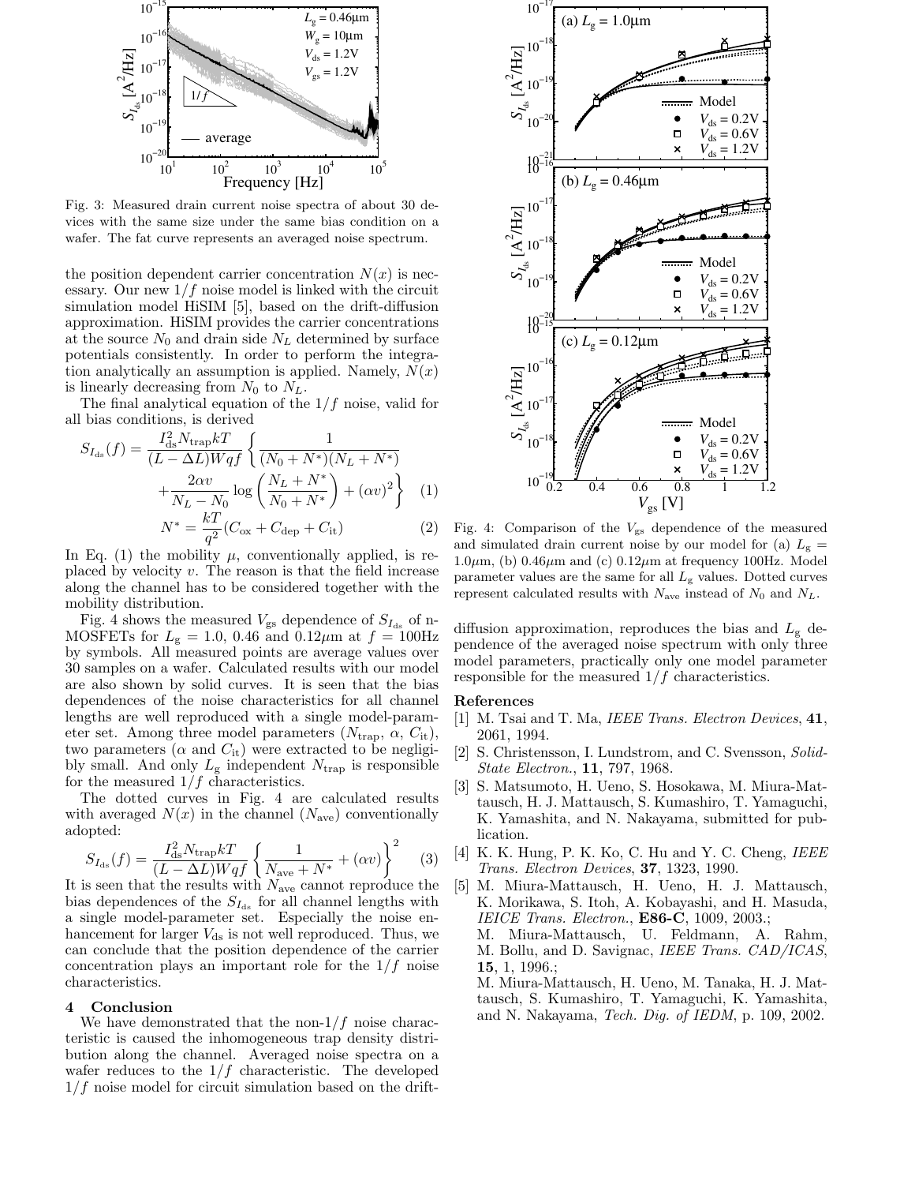$L_g = 0.46\mu m$
$W_g = 10\mu m$
$V_{ds} = 1.2V$
$V_{gs} = 1.2V$
1/f
average
$S_{I_{ds}}$ [A$^2$/Hz]
Frequency [Hz]
$10^{-15}$ $10^{-16}$ $10^{-17}$ $10^{-18}$ $10^{-19}$ $10^{-20}$
$10^1$ $10^2$ $10^3$ $10^4$ $10^5$

Fig. 3: Measured drain current noise spectra of about 30 devices with the same size under the same bias condition on a wafer. The fat curve represents an averaged noise spectrum.

the position dependent carrier concentration $N(x)$ is necessary. Our new $1/f$ noise model is linked with the circuit simulation model HiSIM [5], based on the drift-diffusion approximation. HiSIM provides the carrier concentrations at the source $N_0$ and drain side $N_L$ determined by surface potentials consistently. In order to perform the integration analytically an assumption is applied. Namely, $N(x)$ is linearly decreasing from $N_0$ to $N_L$.

The final analytical equation of the $1/f$ noise, valid for all bias conditions, is derived

$$S_{I_{\rm ds}}(f) = \frac{I_{\rm ds}^2 N_{\rm trap} kT}{(L-\Delta L)Wqf}\left\{\frac{1}{(N_0+N^*)(N_L+N^*)} + \frac{2\alpha v}{N_L - N_0}\log\left(\frac{N_L+N^*}{N_0+N^*}\right) + (\alpha v)^2\right\} \quad (1)$$

$$N^* = \frac{kT}{q^2}(C_{\rm ox} + C_{\rm dep} + C_{\rm it}) \quad (2)$$

In Eq. (1) the mobility $\mu$, conventionally applied, is replaced by velocity $v$. The reason is that the field increase along the channel has to be considered together with the mobility distribution.

Fig. 4 shows the measured $V_{\rm gs}$ dependence of $S_{I_{\rm ds}}$ of n-MOSFETs for $L_{\rm g} = 1.0$, 0.46 and 0.12$\mu$m at $f = 100$Hz by symbols. All measured points are average values over 30 samples on a wafer. Calculated results with our model are also shown by solid curves. It is seen that the bias dependences of the noise characteristics for all channel lengths are well reproduced with a single model-parameter set. Among three model parameters ($N_{\rm trap}$, $\alpha$, $C_{\rm it}$), two parameters ($\alpha$ and $C_{\rm it}$) were extracted to be negligibly small. And only $L_{\rm g}$ independent $N_{\rm trap}$ is responsible for the measured $1/f$ characteristics.

The dotted curves in Fig. 4 are calculated results with averaged $N(x)$ in the channel ($N_{\rm ave}$) conventionally adopted:

$$S_{I_{\rm ds}}(f) = \frac{I_{\rm ds}^2 N_{\rm trap} kT}{(L-\Delta L)Wqf}\left\{\frac{1}{N_{\rm ave}+N^*} + (\alpha v)\right\}^2 \quad (3)$$

It is seen that the results with $N_{\rm ave}$ cannot reproduce the bias dependences of the $S_{I_{\rm ds}}$ for all channel lengths with a single model-parameter set. Especially the noise enhancement for larger $V_{\rm ds}$ is not well reproduced. Thus, we can conclude that the position dependence of the carrier concentration plays an important role for the $1/f$ noise characteristics.

## 4 Conclusion

We have demonstrated that the non-$1/f$ noise characteristic is caused the inhomogeneous trap density distribution along the channel. Averaged noise spectra on a wafer reduces to the $1/f$ characteristic. The developed $1/f$ noise model for circuit simulation based on the drift-diffusion approximation, reproduces the bias and $L_{\rm g}$ dependence of the averaged noise spectrum with only three model parameters, practically only one model parameter responsible for the measured $1/f$ characteristics.

(a) $L_g = 1.0\mu m$
(b) $L_g = 0.46\mu m$
(c) $L_g = 0.12\mu m$
Model
$V_{ds} = 0.2V$
$V_{ds} = 0.6V$
$V_{ds} = 1.2V$
$S_{I_{ds}}$ [A$^2$/Hz]
$V_{gs}$ [V]
0.2 0.4 0.6 0.8 1 1.2

Fig. 4: Comparison of the $V_{\rm gs}$ dependence of the measured and simulated drain current noise by our model for (a) $L_{\rm g} = 1.0\mu m$, (b) $0.46\mu m$ and (c) $0.12\mu m$ at frequency 100Hz. Model parameter values are the same for all $L_{\rm g}$ values. Dotted curves represent calculated results with $N_{\rm ave}$ instead of $N_0$ and $N_L$.

## References

[1] M. Tsai and T. Ma, *IEEE Trans. Electron Devices*, **41**, 2061, 1994.

[2] S. Christensson, I. Lundstrom, and C. Svensson, *Solid-State Electron.*, **11**, 797, 1968.

[3] S. Matsumoto, H. Ueno, S. Hosokawa, M. Miura-Mattausch, H. J. Mattausch, S. Kumashiro, T. Yamaguchi, K. Yamashita, and N. Nakayama, submitted for publication.

[4] K. K. Hung, P. K. Ko, C. Hu and Y. C. Cheng, *IEEE Trans. Electron Devices*, **37**, 1323, 1990.

[5] M. Miura-Mattausch, H. Ueno, H. J. Mattausch, K. Morikawa, S. Itoh, A. Kobayashi, and H. Masuda, *IEICE Trans. Electron.*, **E86-C**, 1009, 2003.;
M. Miura-Mattausch, U. Feldmann, A. Rahm, M. Bollu, and D. Savignac, *IEEE Trans. CAD/ICAS*, **15**, 1, 1996.;
M. Miura-Mattausch, H. Ueno, M. Tanaka, H. J. Mattausch, S. Kumashiro, T. Yamaguchi, K. Yamashita, and N. Nakayama, *Tech. Dig. of IEDM*, p. 109, 2002.